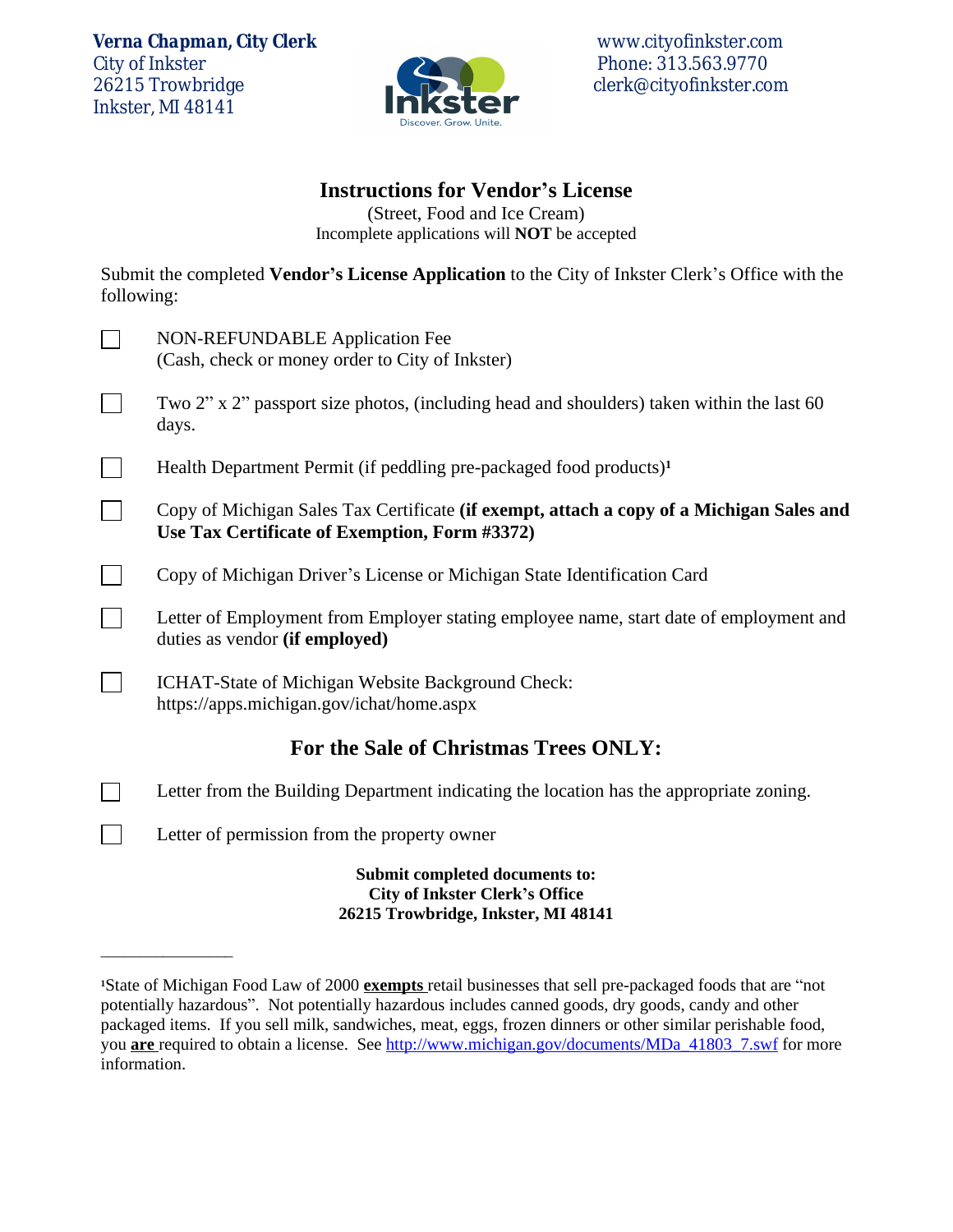**Verna Chapman, City Clerk**
City of Inkster
26215 Trowbridge
Inkster, MI 48141

www.cityofinkster.com
Phone: 313.563.9770
clerk@cityofinkster.com

# Instructions for Vendor's License

(Street, Food and Ice Cream)
Incomplete applications will **NOT** be accepted

Submit the completed **Vendor's License Application** to the City of Inkster Clerk's Office with the following:

- [ ] NON-REFUNDABLE Application Fee (Cash, check or money order to City of Inkster)
- [ ] Two 2" x 2" passport size photos, (including head and shoulders) taken within the last 60 days.
- [ ] Health Department Permit (if peddling pre-packaged food products)[1]
- [ ] Copy of Michigan Sales Tax Certificate **(if exempt, attach a copy of a Michigan Sales and Use Tax Certificate of Exemption, Form #3372)**
- [ ] Copy of Michigan Driver's License or Michigan State Identification Card
- [ ] Letter of Employment from Employer stating employee name, start date of employment and duties as vendor **(if employed)**
- [ ] ICHAT-State of Michigan Website Background Check: https://apps.michigan.gov/ichat/home.aspx

## For the Sale of Christmas Trees ONLY:

- [ ] Letter from the Building Department indicating the location has the appropriate zoning.
- [ ] Letter of permission from the property owner

**Submit completed documents to:**
**City of Inkster Clerk's Office**
**26215 Trowbridge, Inkster, MI 48141**

---

[1] State of Michigan Food Law of 2000 **exempts** retail businesses that sell pre-packaged foods that are "not potentially hazardous". Not potentially hazardous includes canned goods, dry goods, candy and other packaged items. If you sell milk, sandwiches, meat, eggs, frozen dinners or other similar perishable food, you **are** required to obtain a license. See http://www.michigan.gov/documents/MDa_41803_7.swf for more information.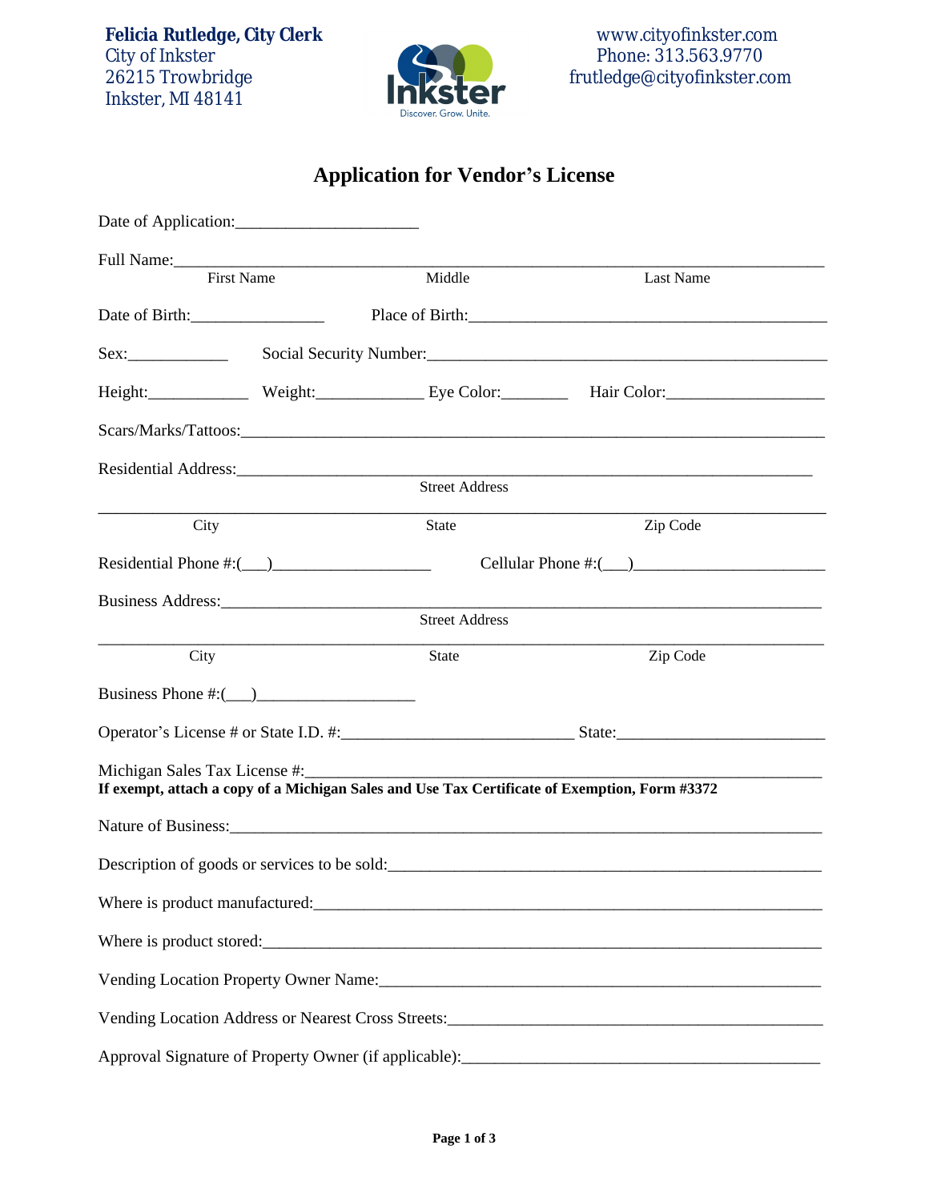**Felicia Rutledge, City Clerk**
City of Inkster
26215 Trowbridge
Inkster, MI 48141

www.cityofinkster.com
Phone: 313.563.9770
frutledge@cityofinkster.com

## Application for Vendor's License

Date of Application:_____________________

Full Name:___________________________________________________________________________
First Name　　　　　　　　Middle　　　　　　　　Last Name

Date of Birth:_______________　　Place of Birth:_________________________________________

Sex:___________　　Social Security Number:______________________________________________

Height:___________　Weight:____________　Eye Color:________　Hair Color:__________________

Scars/Marks/Tattoos:_____________________________________________________________________

Residential Address:____________________________________________________________________
Street Address

_______________________________________________________________________________________
City　　　　　　　　State　　　　　　　　Zip Code

Residential Phone #:(___)__________________　　Cellular Phone #:(___)_____________________

Business Address:_______________________________________________________________________
Street Address

_______________________________________________________________________________________
City　　　　　　　　State　　　　　　　　Zip Code

Business Phone #:(___)__________________

Operator's License # or State I.D. #:__________________________ State:_______________________

Michigan Sales Tax License #:___________________________________________________________
**If exempt, attach a copy of a Michigan Sales and Use Tax Certificate of Exemption, Form #3372**

Nature of Business:______________________________________________________________________

Description of goods or services to be sold:_______________________________________________

Where is product manufactured:__________________________________________________________

Where is product stored:_________________________________________________________________

Vending Location Property Owner Name:___________________________________________________

Vending Location Address or Nearest Cross Streets:_________________________________________

Approval Signature of Property Owner (if applicable):_______________________________________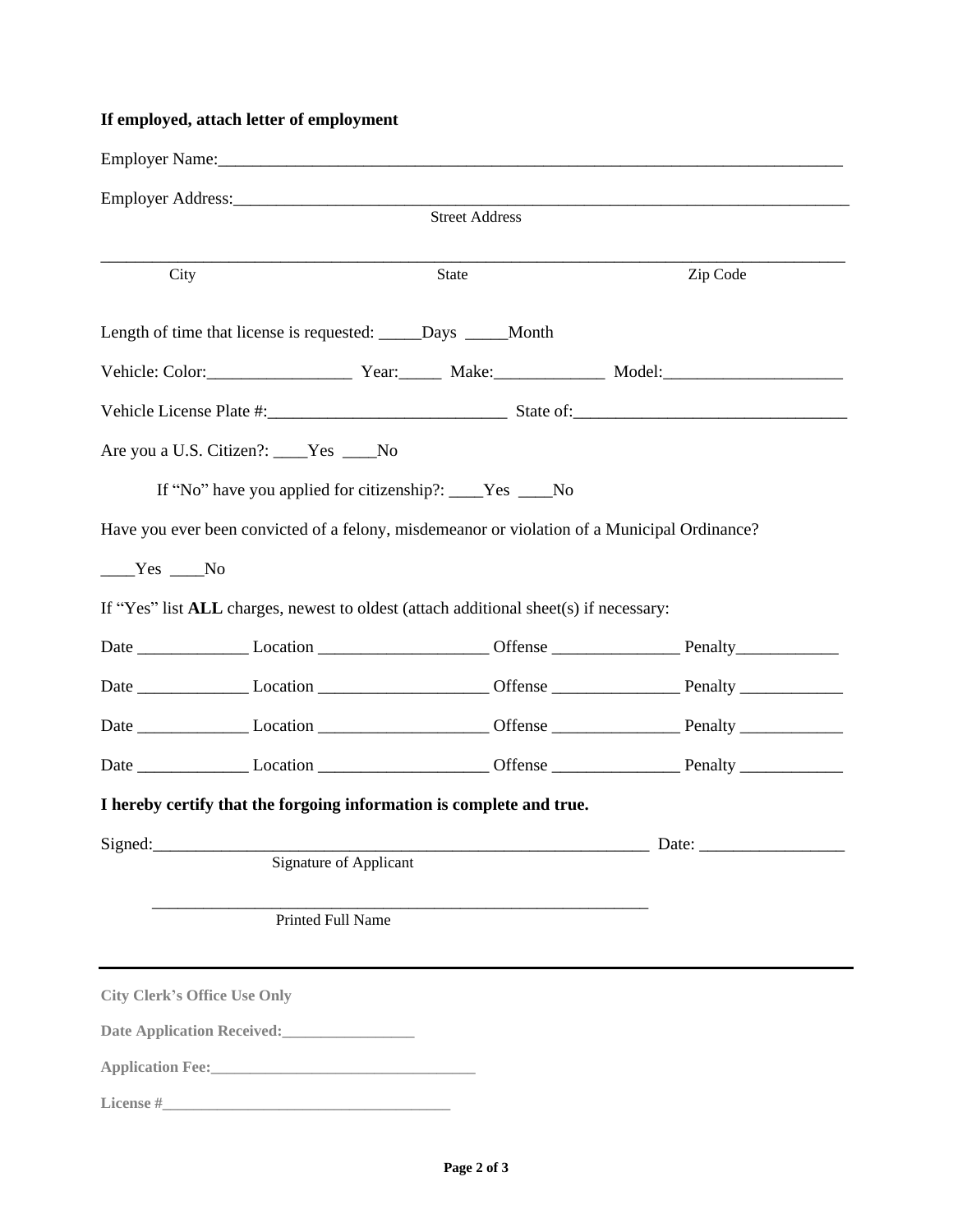**If employed, attach letter of employment**

Employer Name:\_\_\_\_\_\_\_\_\_\_\_\_\_\_\_\_\_\_\_\_\_\_\_\_\_\_\_\_\_\_\_\_\_\_\_\_\_\_\_\_\_\_\_\_\_\_\_\_\_\_\_\_\_\_\_\_\_\_\_\_\_\_\_\_\_\_\_\_\_\_\_\_\_\_

Employer Address:\_\_\_\_\_\_\_\_\_\_\_\_\_\_\_\_\_\_\_\_\_\_\_\_\_\_\_\_\_\_\_\_\_\_\_\_\_\_\_\_\_\_\_\_\_\_\_\_\_\_\_\_\_\_\_\_\_\_\_\_\_\_\_\_\_\_\_\_\_\_\_\_\_\_
Street Address

\_\_\_\_\_\_\_\_\_\_\_\_\_\_\_\_\_\_\_\_\_\_\_\_\_\_\_\_\_\_\_\_\_\_\_\_\_\_\_\_\_\_\_\_\_\_\_\_\_\_\_\_\_\_\_\_\_\_\_\_\_\_\_\_\_\_\_\_\_\_\_\_\_\_\_\_\_\_\_\_\_\_\_\_\_\_\_\_
City State Zip Code

Length of time that license is requested: \_\_\_\_\_Days \_\_\_\_\_Month

Vehicle: Color:\_\_\_\_\_\_\_\_\_\_\_\_\_\_\_\_\_ Year:\_\_\_\_\_ Make:\_\_\_\_\_\_\_\_\_\_\_\_\_ Model:\_\_\_\_\_\_\_\_\_\_\_\_\_\_\_\_\_\_\_\_\_

Vehicle License Plate #:\_\_\_\_\_\_\_\_\_\_\_\_\_\_\_\_\_\_\_\_\_\_\_\_\_\_\_\_ State of:\_\_\_\_\_\_\_\_\_\_\_\_\_\_\_\_\_\_\_\_\_\_\_\_\_\_\_\_\_\_\_\_

Are you a U.S. Citizen?: \_\_\_\_Yes \_\_\_\_No

If "No" have you applied for citizenship?: \_\_\_\_Yes \_\_\_\_No

Have you ever been convicted of a felony, misdemeanor or violation of a Municipal Ordinance?

\_\_\_\_Yes \_\_\_\_No

If "Yes" list **ALL** charges, newest to oldest (attach additional sheet(s) if necessary:

Date \_\_\_\_\_\_\_\_\_\_\_\_\_ Location \_\_\_\_\_\_\_\_\_\_\_\_\_\_\_\_\_\_\_\_ Offense \_\_\_\_\_\_\_\_\_\_\_\_\_\_\_ Penalty\_\_\_\_\_\_\_\_\_\_\_\_

Date \_\_\_\_\_\_\_\_\_\_\_\_\_ Location \_\_\_\_\_\_\_\_\_\_\_\_\_\_\_\_\_\_\_\_ Offense \_\_\_\_\_\_\_\_\_\_\_\_\_\_\_ Penalty \_\_\_\_\_\_\_\_\_\_\_\_

Date \_\_\_\_\_\_\_\_\_\_\_\_\_ Location \_\_\_\_\_\_\_\_\_\_\_\_\_\_\_\_\_\_\_\_ Offense \_\_\_\_\_\_\_\_\_\_\_\_\_\_\_ Penalty \_\_\_\_\_\_\_\_\_\_\_\_

Date \_\_\_\_\_\_\_\_\_\_\_\_\_ Location \_\_\_\_\_\_\_\_\_\_\_\_\_\_\_\_\_\_\_\_ Offense \_\_\_\_\_\_\_\_\_\_\_\_\_\_\_ Penalty \_\_\_\_\_\_\_\_\_\_\_\_

**I hereby certify that the forgoing information is complete and true.**

Signed:\_\_\_\_\_\_\_\_\_\_\_\_\_\_\_\_\_\_\_\_\_\_\_\_\_\_\_\_\_\_\_\_\_\_\_\_\_\_\_\_\_\_\_\_\_\_\_\_\_\_\_\_\_\_\_\_\_\_\_\_ Date: \_\_\_\_\_\_\_\_\_\_\_\_\_\_\_\_\_
Signature of Applicant

\_\_\_\_\_\_\_\_\_\_\_\_\_\_\_\_\_\_\_\_\_\_\_\_\_\_\_\_\_\_\_\_\_\_\_\_\_\_\_\_\_\_\_\_\_\_\_\_\_\_\_\_\_\_\_\_\_\_\_\_
Printed Full Name

---

**City Clerk's Office Use Only**

**Date Application Received:\_\_\_\_\_\_\_\_\_\_\_\_\_\_\_\_\_**

**Application Fee:\_\_\_\_\_\_\_\_\_\_\_\_\_\_\_\_\_\_\_\_\_\_\_\_\_\_\_\_\_\_\_\_\_\_**

**License #\_\_\_\_\_\_\_\_\_\_\_\_\_\_\_\_\_\_\_\_\_\_\_\_\_\_\_\_\_\_\_\_\_\_\_\_\_\_**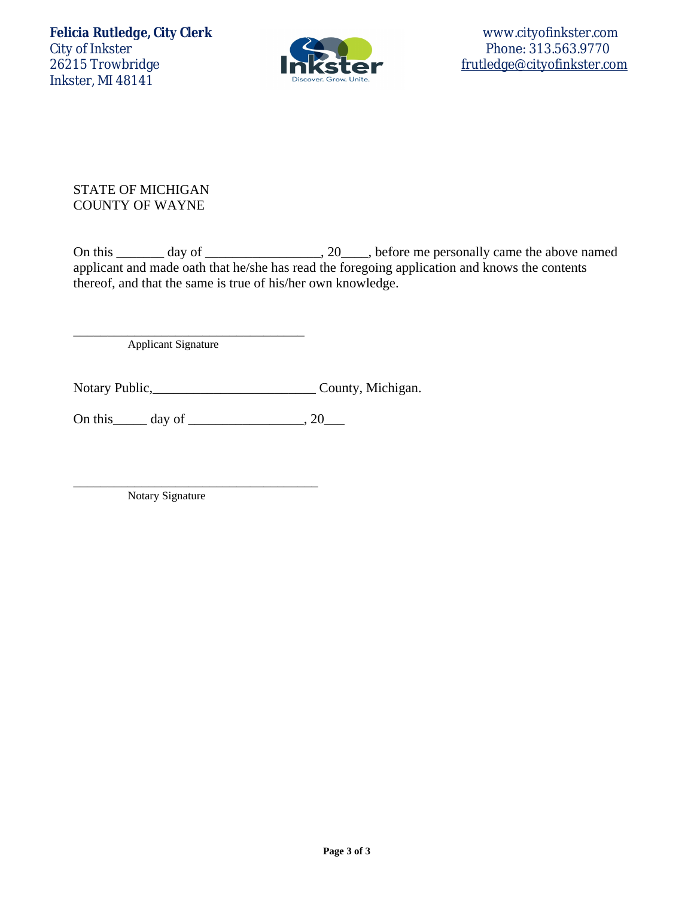Felicia Rutledge, City Clerk
City of Inkster
26215 Trowbridge
Inkster, MI 48141

www.cityofinkster.com
Phone: 313.563.9770
frutledge@cityofinkster.com

STATE OF MICHIGAN
COUNTY OF WAYNE

On this _______ day of _________________, 20____, before me personally came the above named applicant and made oath that he/she has read the foregoing application and knows the contents thereof, and that the same is true of his/her own knowledge.

___________________________________
Applicant Signature

Notary Public,________________________ County, Michigan.

On this_____ day of _________________, 20___

_____________________________________
Notary Signature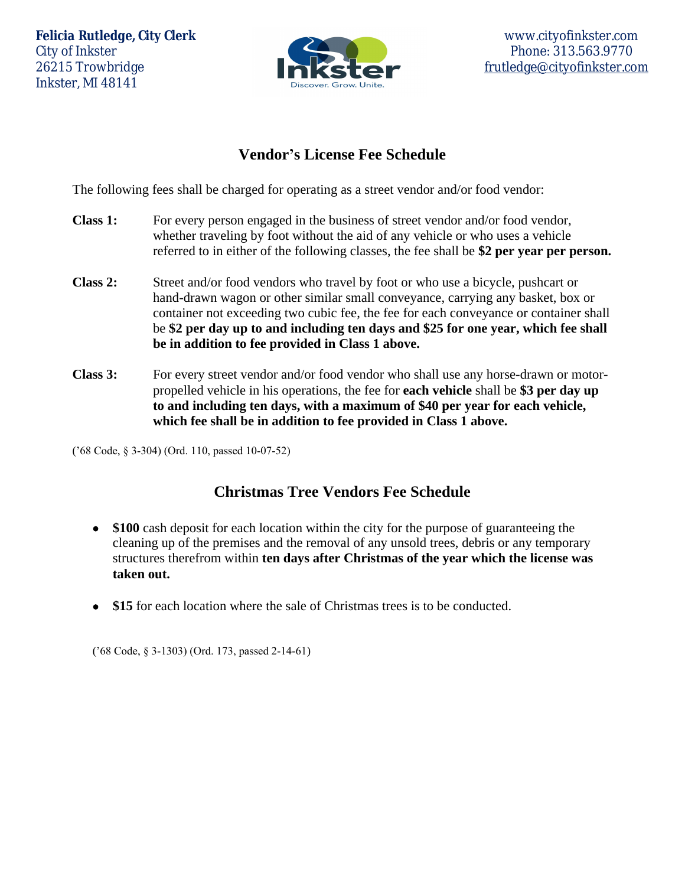**Felicia Rutledge, City Clerk**
City of Inkster
26215 Trowbridge
Inkster, MI 48141

www.cityofinkster.com
Phone: 313.563.9770
frutledge@cityofinkster.com

## Vendor's License Fee Schedule

The following fees shall be charged for operating as a street vendor and/or food vendor:

**Class 1:** For every person engaged in the business of street vendor and/or food vendor, whether traveling by foot without the aid of any vehicle or who uses a vehicle referred to in either of the following classes, the fee shall be **$2 per year per person.**

**Class 2:** Street and/or food vendors who travel by foot or who use a bicycle, pushcart or hand-drawn wagon or other similar small conveyance, carrying any basket, box or container not exceeding two cubic fee, the fee for each conveyance or container shall be **$2 per day up to and including ten days and $25 for one year, which fee shall be in addition to fee provided in Class 1 above.**

**Class 3:** For every street vendor and/or food vendor who shall use any horse-drawn or motor-propelled vehicle in his operations, the fee for **each vehicle** shall be **$3 per day up to and including ten days, with a maximum of $40 per year for each vehicle, which fee shall be in addition to fee provided in Class 1 above.**

('68 Code, § 3-304) (Ord. 110, passed 10-07-52)

## Christmas Tree Vendors Fee Schedule

- **$100** cash deposit for each location within the city for the purpose of guaranteeing the cleaning up of the premises and the removal of any unsold trees, debris or any temporary structures therefrom within **ten days after Christmas of the year which the license was taken out.**
- **$15** for each location where the sale of Christmas trees is to be conducted.

('68 Code, § 3-1303) (Ord. 173, passed 2-14-61)